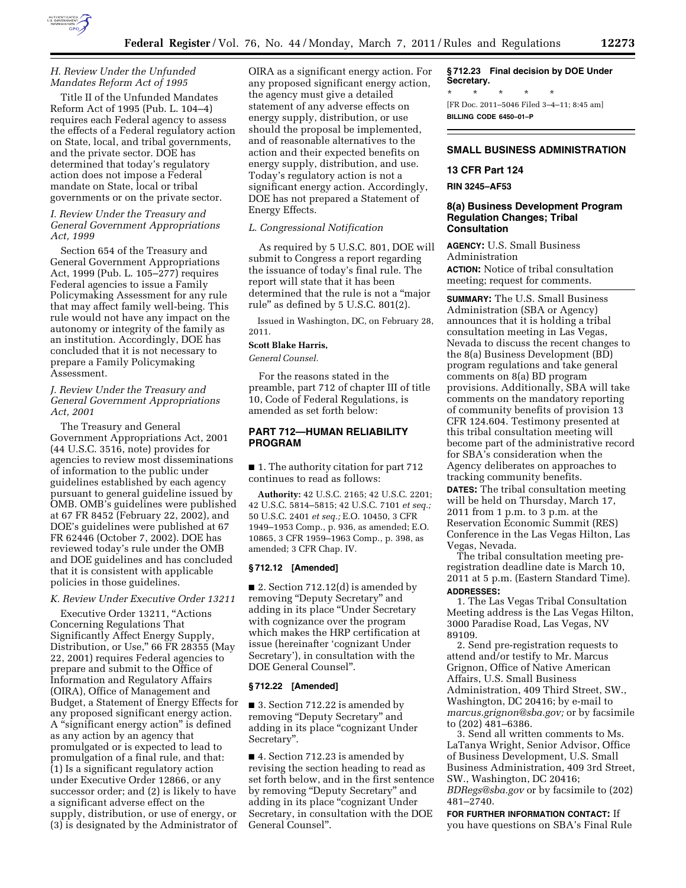### H. Review Under the Unfunded Mandates Reform Act of 1995

Title II of the Unfunded Mandates Reform Act of 1995 (Pub. L. 104–4) requires each Federal agency to assess the effects of a Federal regulatory action on State, local, and tribal governments, and the private sector. DOE has determined that today's regulatory action does not impose a Federal mandate on State, local or tribal governments or on the private sector.

### I. Review Under the Treasury and General Government Appropriations Act, 1999

Section 654 of the Treasury and General Government Appropriations Act, 1999 (Pub. L. 105–277) requires Federal agencies to issue a Family Policymaking Assessment for any rule that may affect family well-being. This rule would not have any impact on the autonomy or integrity of the family as an institution. Accordingly, DOE has concluded that it is not necessary to prepare a Family Policymaking Assessment.

### J. Review Under the Treasury and General Government Appropriations Act, 2001

The Treasury and General Government Appropriations Act, 2001 (44 U.S.C. 3516, note) provides for agencies to review most disseminations of information to the public under guidelines established by each agency pursuant to general guideline issued by OMB. OMB's guidelines were published at 67 FR 8452 (February 22, 2002), and DOE's guidelines were published at 67 FR 62446 (October 7, 2002). DOE has reviewed today's rule under the OMB and DOE guidelines and has concluded that it is consistent with applicable policies in those guidelines.

### K. Review Under Executive Order 13211

Executive Order 13211, "Actions Concerning Regulations That Significantly Affect Energy Supply, Distribution, or Use," 66 FR 28355 (May 22, 2001) requires Federal agencies to prepare and submit to the Office of Information and Regulatory Affairs (OIRA), Office of Management and Budget, a Statement of Energy Effects for any proposed significant energy action. A "significant energy action" is defined as any action by an agency that promulgated or is expected to lead to promulgation of a final rule, and that: (1) Is a significant regulatory action under Executive Order 12866, or any successor order; and (2) is likely to have a significant adverse effect on the supply, distribution, or use of energy, or (3) is designated by the Administrator of OIRA as a significant energy action. For any proposed significant energy action, the agency must give a detailed statement of any adverse effects on energy supply, distribution, or use should the proposal be implemented, and of reasonable alternatives to the action and their expected benefits on energy supply, distribution, and use. Today's regulatory action is not a significant energy action. Accordingly, DOE has not prepared a Statement of Energy Effects.

### L. Congressional Notification

As required by 5 U.S.C. 801, DOE will submit to Congress a report regarding the issuance of today's final rule. The report will state that it has been determined that the rule is not a "major rule" as defined by 5 U.S.C. 801(2).

Issued in Washington, DC, on February 28, 2011.

**Scott Blake Harris,**

*General Counsel.*

For the reasons stated in the preamble, part 712 of chapter III of title 10, Code of Federal Regulations, is amended as set forth below:

## PART 712—HUMAN RELIABILITY PROGRAM

■ 1. The authority citation for part 712 continues to read as follows:

**Authority:** 42 U.S.C. 2165; 42 U.S.C. 2201; 42 U.S.C. 5814–5815; 42 U.S.C. 7101 *et seq.;* 50 U.S.C. 2401 *et seq.;* E.O. 10450, 3 CFR 1949–1953 Comp., p. 936, as amended; E.O. 10865, 3 CFR 1959–1963 Comp., p. 398, as amended; 3 CFR Chap. IV.

**§ 712.12 [Amended]**

■ 2. Section 712.12(d) is amended by removing "Deputy Secretary" and adding in its place "Under Secretary with cognizance over the program which makes the HRP certification at issue (hereinafter 'cognizant Under Secretary'), in consultation with the DOE General Counsel".

**§ 712.22 [Amended]**

■ 3. Section 712.22 is amended by removing "Deputy Secretary" and adding in its place "cognizant Under Secretary".

■ 4. Section 712.23 is amended by revising the section heading to read as set forth below, and in the first sentence by removing "Deputy Secretary" and adding in its place "cognizant Under Secretary, in consultation with the DOE General Counsel".

**§ 712.23 Final decision by DOE Under Secretary.**

\* \* \* \* \*

[FR Doc. 2011–5046 Filed 3–4–11; 8:45 am]

**BILLING CODE 6450–01–P**

## SMALL BUSINESS ADMINISTRATION

### 13 CFR Part 124

**RIN 3245–AF53**

### 8(a) Business Development Program Regulation Changes; Tribal Consultation

**AGENCY:** U.S. Small Business Administration

**ACTION:** Notice of tribal consultation meeting; request for comments.

**SUMMARY:** The U.S. Small Business Administration (SBA or Agency) announces that it is holding a tribal consultation meeting in Las Vegas, Nevada to discuss the recent changes to the 8(a) Business Development (BD) program regulations and take general comments on 8(a) BD program provisions. Additionally, SBA will take comments on the mandatory reporting of community benefits of provision 13 CFR 124.604. Testimony presented at this tribal consultation meeting will become part of the administrative record for SBA's consideration when the Agency deliberates on approaches to tracking community benefits.

**DATES:** The tribal consultation meeting will be held on Thursday, March 17, 2011 from 1 p.m. to 3 p.m. at the Reservation Economic Summit (RES) Conference in the Las Vegas Hilton, Las Vegas, Nevada.

The tribal consultation meeting pre-registration deadline date is March 10, 2011 at 5 p.m. (Eastern Standard Time).

**ADDRESSES:**

1. The Las Vegas Tribal Consultation Meeting address is the Las Vegas Hilton, 3000 Paradise Road, Las Vegas, NV 89109.

2. Send pre-registration requests to attend and/or testify to Mr. Marcus Grignon, Office of Native American Affairs, U.S. Small Business Administration, 409 Third Street, SW., Washington, DC 20416; by e-mail to *marcus.grignon@sba.gov;* or by facsimile to (202) 481–6386.

3. Send all written comments to Ms. LaTanya Wright, Senior Advisor, Office of Business Development, U.S. Small Business Administration, 409 3rd Street, SW., Washington, DC 20416; *BDRegs@sba.gov* or by facsimile to (202) 481–2740.

**FOR FURTHER INFORMATION CONTACT:** If you have questions on SBA's Final Rule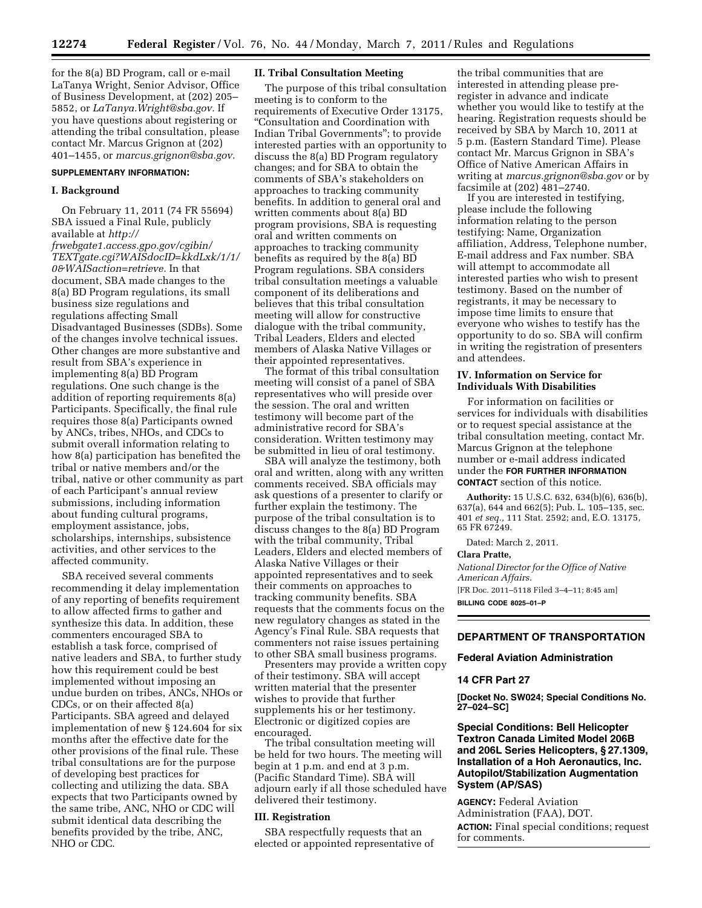for the 8(a) BD Program, call or e-mail LaTanya Wright, Senior Advisor, Office of Business Development, at (202) 205–5852, or *LaTanya.Wright@sba.gov.* If you have questions about registering or attending the tribal consultation, please contact Mr. Marcus Grignon at (202) 401–1455, or *marcus.grignon@sba.gov.*

**SUPPLEMENTARY INFORMATION:**

## I. Background

On February 11, 2011 (74 FR 55694) SBA issued a Final Rule, publicly available at *http://frwebgate1.access.gpo.gov/cgibin/TEXTgate.cgi?WAISdocID=kkdLxk/1/1/0&WAISaction=retrieve.* In that document, SBA made changes to the 8(a) BD Program regulations, its small business size regulations and regulations affecting Small Disadvantaged Businesses (SDBs). Some of the changes involve technical issues. Other changes are more substantive and result from SBA's experience in implementing 8(a) BD Program regulations. One such change is the addition of reporting requirements 8(a) Participants. Specifically, the final rule requires those 8(a) Participants owned by ANCs, tribes, NHOs, and CDCs to submit overall information relating to how 8(a) participation has benefited the tribal or native members and/or the tribal, native or other community as part of each Participant's annual review submissions, including information about funding cultural programs, employment assistance, jobs, scholarships, internships, subsistence activities, and other services to the affected community.

SBA received several comments recommending it delay implementation of any reporting of benefits requirement to allow affected firms to gather and synthesize this data. In addition, these commenters encouraged SBA to establish a task force, comprised of native leaders and SBA, to further study how this requirement could be best implemented without imposing an undue burden on tribes, ANCs, NHOs or CDCs, or on their affected 8(a) Participants. SBA agreed and delayed implementation of new § 124.604 for six months after the effective date for the other provisions of the final rule. These tribal consultations are for the purpose of developing best practices for collecting and utilizing the data. SBA expects that two Participants owned by the same tribe, ANC, NHO or CDC will submit identical data describing the benefits provided by the tribe, ANC, NHO or CDC.

## II. Tribal Consultation Meeting

The purpose of this tribal consultation meeting is to conform to the requirements of Executive Order 13175, "Consultation and Coordination with Indian Tribal Governments"; to provide interested parties with an opportunity to discuss the 8(a) BD Program regulatory changes; and for SBA to obtain the comments of SBA's stakeholders on approaches to tracking community benefits. In addition to general oral and written comments about 8(a) BD program provisions, SBA is requesting oral and written comments on approaches to tracking community benefits as required by the 8(a) BD Program regulations. SBA considers tribal consultation meetings a valuable component of its deliberations and believes that this tribal consultation meeting will allow for constructive dialogue with the tribal community, Tribal Leaders, Elders and elected members of Alaska Native Villages or their appointed representatives.

The format of this tribal consultation meeting will consist of a panel of SBA representatives who will preside over the session. The oral and written testimony will become part of the administrative record for SBA's consideration. Written testimony may be submitted in lieu of oral testimony.

SBA will analyze the testimony, both oral and written, along with any written comments received. SBA officials may ask questions of a presenter to clarify or further explain the testimony. The purpose of the tribal consultation is to discuss changes to the 8(a) BD Program with the tribal community, Tribal Leaders, Elders and elected members of Alaska Native Villages or their appointed representatives and to seek their comments on approaches to tracking community benefits. SBA requests that the comments focus on the new regulatory changes as stated in the Agency's Final Rule. SBA requests that commenters not raise issues pertaining to other SBA small business programs.

Presenters may provide a written copy of their testimony. SBA will accept written material that the presenter wishes to provide that further supplements his or her testimony. Electronic or digitized copies are encouraged.

The tribal consultation meeting will be held for two hours. The meeting will begin at 1 p.m. and end at 3 p.m. (Pacific Standard Time). SBA will adjourn early if all those scheduled have delivered their testimony.

## III. Registration

SBA respectfully requests that an elected or appointed representative of the tribal communities that are interested in attending please pre-register in advance and indicate whether you would like to testify at the hearing. Registration requests should be received by SBA by March 10, 2011 at 5 p.m. (Eastern Standard Time). Please contact Mr. Marcus Grignon in SBA's Office of Native American Affairs in writing at *marcus.grignon@sba.gov* or by facsimile at (202) 481–2740.

If you are interested in testifying, please include the following information relating to the person testifying: Name, Organization affiliation, Address, Telephone number, E-mail address and Fax number. SBA will attempt to accommodate all interested parties who wish to present testimony. Based on the number of registrants, it may be necessary to impose time limits to ensure that everyone who wishes to testify has the opportunity to do so. SBA will confirm in writing the registration of presenters and attendees.

## IV. Information on Service for Individuals With Disabilities

For information on facilities or services for individuals with disabilities or to request special assistance at the tribal consultation meeting, contact Mr. Marcus Grignon at the telephone number or e-mail address indicated under the **FOR FURTHER INFORMATION CONTACT** section of this notice.

**Authority:** 15 U.S.C. 632, 634(b)(6), 636(b), 637(a), 644 and 662(5); Pub. L. 105–135, sec. 401 *et seq.,* 111 Stat. 2592; and, E.O. 13175, 65 FR 67249.

Dated: March 2, 2011.

**Clara Pratte,**

*National Director for the Office of Native American Affairs.*

[FR Doc. 2011–5118 Filed 3–4–11; 8:45 am]

**BILLING CODE 8025–01–P**

---

# DEPARTMENT OF TRANSPORTATION

## Federal Aviation Administration

## 14 CFR Part 27

**[Docket No. SW024; Special Conditions No. 27–024–SC]**

## Special Conditions: Bell Helicopter Textron Canada Limited Model 206B and 206L Series Helicopters, § 27.1309, Installation of a Hoh Aeronautics, Inc. Autopilot/Stabilization Augmentation System (AP/SAS)

**AGENCY:** Federal Aviation Administration (FAA), DOT.

**ACTION:** Final special conditions; request for comments.